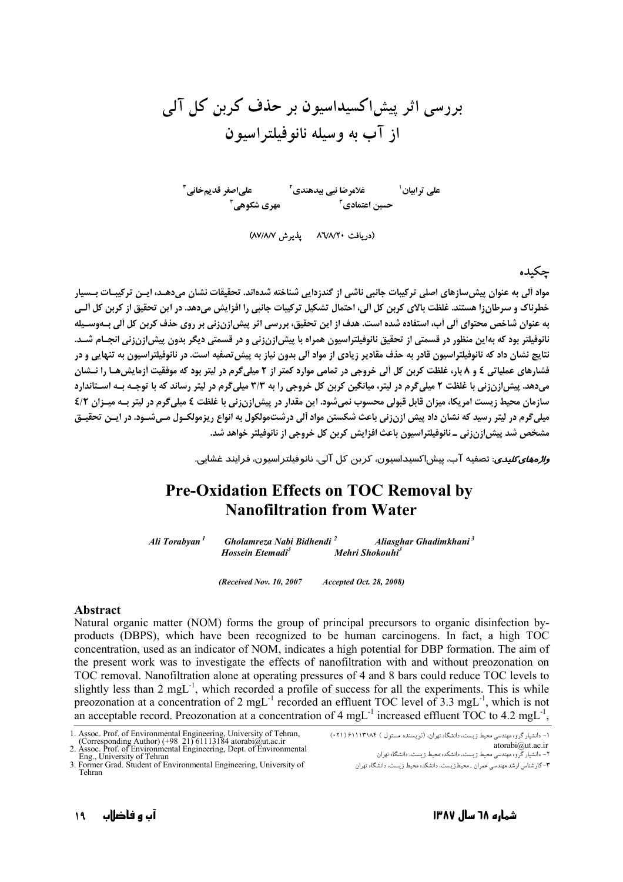# بررسی اثر پیش‌اکسیداسیون بر حذف کربن کل آلی از آب به وسیله نانوفیلتراسیون

علی ترابیان[1] غلامرضا نبی بیدهندی[2] علی‌اصغر قدیم‌خانی[3]
حسین اعتمادی[3] مهری شکوهی[3]

(دریافت ۸۶/۸/۲۰ پذیرش ۸۷/۸/۷)

## چکیده

مواد آلی به عنوان پیش‌سازهای اصلی ترکیبات جانبی ناشی از گندزدایی شناخته شده‌اند. تحقیقات نشان می‌دهد، این ترکیبات بسیار خطرناک و سرطان‌زا هستند. غلظت بالای کربن کل آلی، احتمال تشکیل ترکیبات جانبی را افزایش می‌دهد. در این تحقیق از کربن کل آلی به عنوان شاخص محتوای آلی آب، استفاده شده است. هدف از این تحقیق، بررسی اثر پیش‌ازن‌زنی بر روی حذف کربن کل آلی به‌وسیله نانوفیلتر بود که به‌این منظور در قسمتی از تحقیق نانوفیلتراسیون همراه با پیش‌ازن‌زنی و در قسمتی دیگر بدون پیش‌ازن‌زنی انجام شد. نتایج نشان داد که نانوفیلتراسیون قادر به حذف مقادیر زیادی از مواد آلی بدون نیاز به پیش‌تصفیه است. در نانوفیلتراسیون به تنهایی و در فشارهای عملیاتی ۴ و ۸ بار، غلظت کربن کل آلی خروجی در تمامی موارد کمتر از ۲ میلی‌گرم در لیتر بود که موفقیت آزمایش‌ها را نشان می‌دهد. پیش‌ازن‌زنی با غلظت ۲ میلی‌گرم در لیتر، میانگین کربن کل خروجی را به ۳/۳ میلی‌گرم در لیتر رساند که با توجه به استاندارد سازمان محیط زیست امریکا، میزان قابل قبولی محسوب نمی‌شود. این مقدار در پیش‌ازن‌زنی با غلظت ۴ میلی‌گرم در لیتر به میزان ۴/۲ میلی‌گرم در لیتر رسید که نشان داد پیش ازن‌زنی باعث شکستن مواد آلی درشت‌مولکول به انواع ریزمولکول می‌شود. در این تحقیق مشخص شد پیش‌ازن‌زنی ـ نانوفیلتراسیون باعث افزایش کربن کل خروجی از نانوفیلتر خواهد شد.

***واژه‌های کلیدی:*** تصفیه آب، پیش‌اکسیداسیون، کربن کل آلی، نانوفیلتراسیون، فرایند غشایی.

# Pre-Oxidation Effects on TOC Removal by Nanofiltration from Water

*Ali Torabyan [1] Gholamreza Nabi Bidhendi [2] Aliasghar Ghadimkhani [3]*
*Hossein Etemadi [3] Mehri Shokouhi [3]*

*(Received Nov. 10, 2007 Accepted Oct. 28, 2008)*

## Abstract

Natural organic matter (NOM) forms the group of principal precursors to organic disinfection by-products (DBPS), which have been recognized to be human carcinogens. In fact, a high TOC concentration, used as an indicator of NOM, indicates a high potential for DBP formation. The aim of the present work was to investigate the effects of nanofiltration with and without preozonation on TOC removal. Nanofiltration alone at operating pressures of 4 and 8 bars could reduce TOC levels to slightly less than 2 $mgL^{-1}$, which recorded a profile of success for all the experiments. This is while preozonation at a concentration of 2 $mgL^{-1}$ recorded an effluent TOC level of 3.3 $mgL^{-1}$, which is not an acceptable record. Preozonation at a concentration of 4 $mgL^{-1}$ increased effluent TOC to 4.2 $mgL^{-1}$,

---

1. Assoc. Prof. of Environmental Engineering, University of Tehran, (Corresponding Author) (+98 21) 61113184 atorabi@ut.ac.ir
2. Assoc. Prof. of Environmental Engineering, Dept. of Environmental Eng., University of Tehran
3. Former Grad. Student of Environmental Engineering, University of Tehran

۱- دانشیار گروه مهندسی محیط زیست، دانشگاه تهران، (نویسنده مسئول) ۶۱۱۱۳۱۸۴ (۰۲۱) atorabi@ut.ac.ir
۲- دانشیار گروه مهندسی محیط زیست، دانشکده محیط زیست، دانشگاه تهران
۳- کارشناس ارشد مهندسی عمران ـ محیط‌زیست، دانشکده محیط زیست، دانشگاه تهران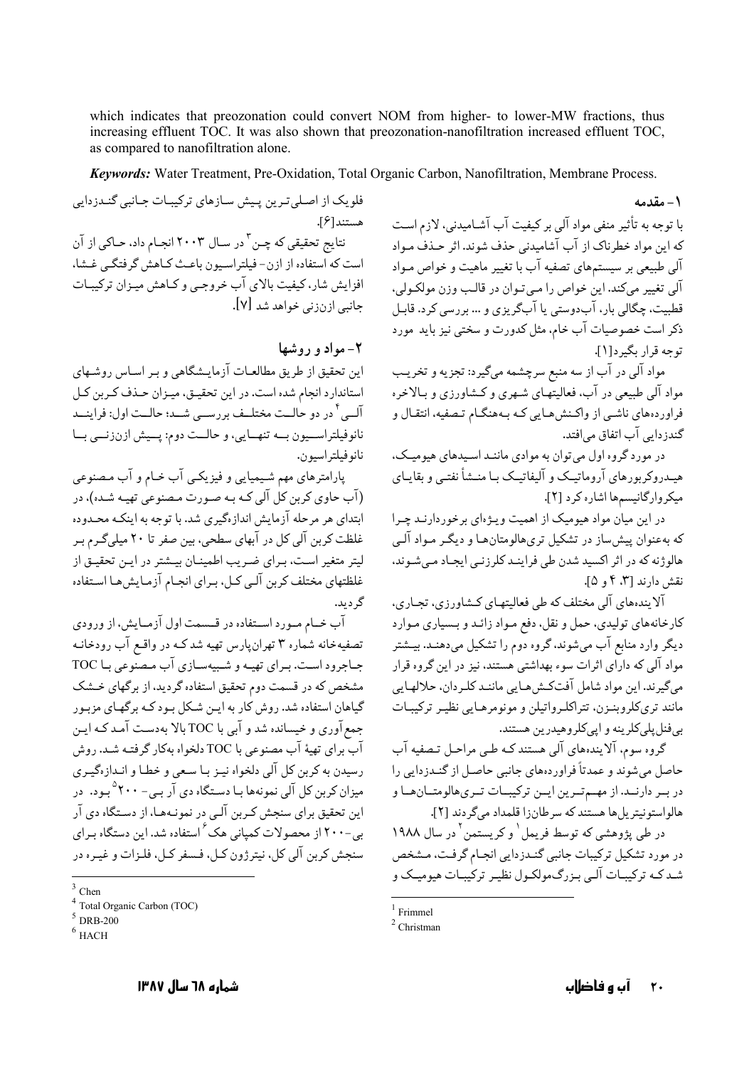which indicates that preozonation could convert NOM from higher- to lower-MW fractions, thus increasing effluent TOC. It was also shown that preozonation-nanofiltration increased effluent TOC, as compared to nanofiltration alone.

***Keywords:*** Water Treatment, Pre-Oxidation, Total Organic Carbon, Nanofiltration, Membrane Process.

## ۱- مقدمه

با توجه به تأثیر منفی مواد آلی بر کیفیت آب آشامیدنی، لازم است که این مواد خطرناک از آب آشامیدنی حذف شوند. اثر حذف مواد آلی طبیعی بر سیستمهای تصفیه آب با تغییر ماهیت و خواص مواد آلی تغییر میکند. این خواص را میتوان در قالب وزن مولکولی، قطبیت، چگالی بار، آبدوستی یا آبگریزی و ... بررسی کرد. قابل ذکر است خصوصیات آب خام، مثل کدورت و سختی نیز باید مورد توجه قرار بگیرد[۱].

مواد آلی در آب از سه منبع سرچشمه میگیرد: تجزیه و تخریب مواد آلی طبیعی در آب، فعالیتهای شهری و کشاورزی و بالاخره فراوردههای ناشی از واکنشهایی که بههنگام تصفیه، انتقال و گندزدایی آب اتفاق میافتد.

در مورد گروه اول میتوان به موادی مانند اسیدهای هیومیک، هیدروکربورهای آروماتیک و آلیفاتیک با منشأ نفتی و بقایای میکروارگانیسمها اشاره کرد [۲].

در این میان مواد هیومیک از اهمیت ویژهای برخوردارند چرا که بهعنوان پیشساز در تشکیل تریهالومتانها و دیگر مواد آلی هالوژنه که در اثر اکسید شدن طی فرایند کلرزنی ایجاد میشوند، نقش دارند [۳، ۴ و ۵].

آلایندههای آلی مختلف که طی فعالیتهای کشاورزی، تجاری، کارخانههای تولیدی، حمل و نقل، دفع مواد زائد و بسیاری موارد دیگر وارد منابع آب میشوند، گروه دوم را تشکیل میدهند. بیشتر مواد آلی که دارای اثرات سوء بهداشتی هستند، نیز در این گروه قرار میگیرند. این مواد شامل آفتکشهایی مانند کلردان، حلالهایی مانند تریکلروبنزن، تتراکلرواتیلن و مونومرهایی نظیر ترکیبات بیفنلپلیکلرینه و اپیکلروهیدرین هستند.

گروه سوم، آلایندههای آلی هستند که طی مراحل تصفیه آب حاصل میشوند و عمدتاً فراوردههای جانبی حاصل از گندزدایی را در بر دارند. از مهمترین این ترکیبات تریهالومتانها و هالواستونیتریلها هستند که سرطانزا قلمداد میگردند [۲].

در طی پژوهشی که توسط فریمل[1] و کریستمن[2] در سال ۱۹۸۸ در مورد تشکیل ترکیبات جانبی گندزدایی انجام گرفت، مشخص شد که ترکیبات آلی بزرگمولکول نظیر ترکیبات هیومیک و فلویک از اصلیترین پیش سازهای ترکیبات جانبی گندزدایی هستند[۶].

نتایج تحقیقی که چن[3] در سال ۲۰۰۳ انجام داد، حاکی از آن است که استفاده از ازن- فیلتراسیون باعث کاهش گرفتگی غشا، افزایش شار، کیفیت بالای آب خروجی و کاهش میزان ترکیبات جانبی ازنزنی خواهد شد [۷].

## ۲- مواد و روشها

این تحقیق از طریق مطالعات آزمایشگاهی و بر اساس روشهای استاندارد انجام شده است. در این تحقیق، میزان حذف کربن کل آلی[4] در دو حالت مختلف بررسی شد؛ حالت اول: فرایند نانوفیلتراسیون به تنهایی، و حالت دوم: پیش ازنزنی با نانوفیلتراسیون.

پارامترهای مهم شیمیایی و فیزیکی آب خام و آب مصنوعی (آب حاوی کربن کل آلی که به صورت مصنوعی تهیه شده)، در ابتدای هر مرحله آزمایش اندازهگیری شد. با توجه به اینکه محدوده غلظت کربن آلی کل در آبهای سطحی، بین صفر تا ۲۰ میلیگرم بر لیتر متغیر است، برای ضریب اطمینان بیشتر در این تحقیق از غلظتهای مختلف کربن آلی کل، برای انجام آزمایشها استفاده گردید.

آب خام مورد استفاده در قسمت اول آزمایش، از ورودی تصفیهخانه شماره ۳ تهرانپارس تهیه شد که در واقع آب رودخانه جاجرود است. برای تهیه و شبیهسازی آب مصنوعی با TOC مشخص که در قسمت دوم تحقیق استفاده گردید، از برگهای خشک گیاهان استفاده شد. روش کار به این شکل بود که برگهای مزبور جمعآوری و خیسانده شد و آبی با TOC بالا بهدست آمد که این آب برای تهیهٔ آب مصنوعی با TOC دلخواه بهکار گرفته شد. روش رسیدن به کربن کل آلی دلخواه نیز با سعی و خطا و اندازهگیری میزان کربن کل آلی نمونهها با دستگاه دی آر بی- ۲۰۰[5] بود. در این تحقیق برای سنجش کربن آلی در نمونهها، از دستگاه دی آر بی-۲۰۰ از محصولات کمپانی هک[6] استفاده شد. این دستگاه برای سنجش کربن آلی کل، نیتروژن کل، فسفر کل، فلزات و غیره در

[1] Frimmel
[2] Christman
[3] Chen
[4] Total Organic Carbon (TOC)
[5] DRB-200
[6] HACH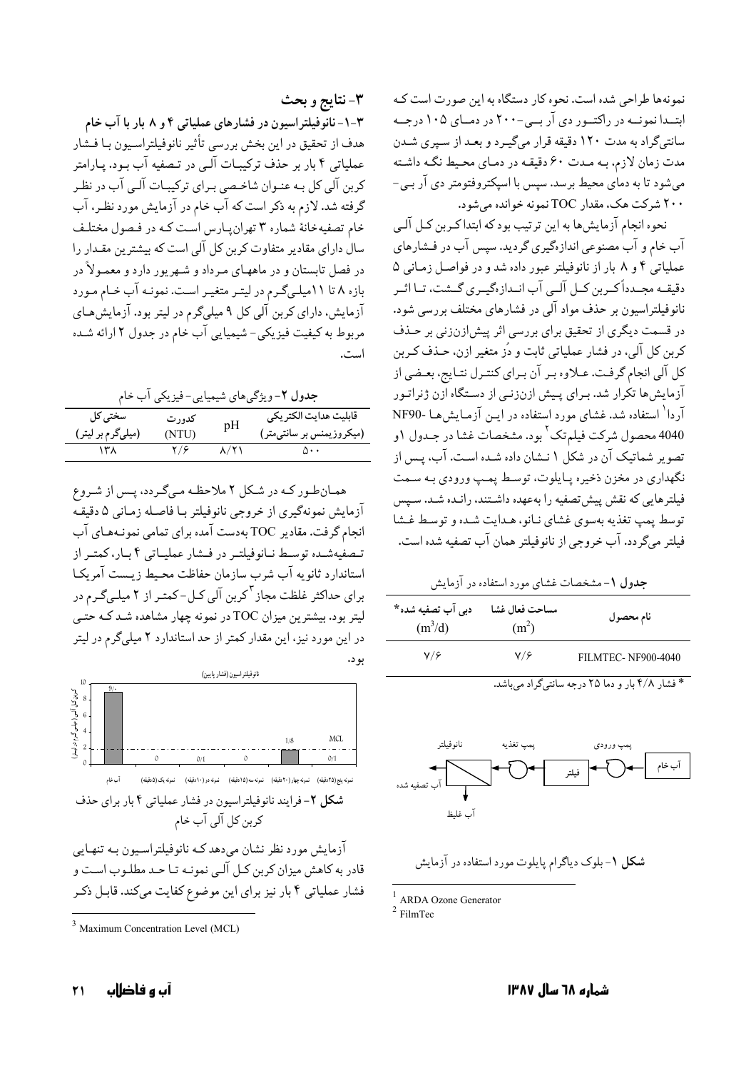نمونه‌ها طراحی شده است. نحوه کار دستگاه به این صورت است که ابتدا نمونه در راکتور دی آر بی-۲۰۰ در دمای ۱۰۵ درجه سانتی‌گراد به مدت ۱۲۰ دقیقه قرار می‌گیرد و بعد از سپری شدن مدت زمان لازم، به مدت ۶۰ دقیقه در دمای محیط نگه داشته می‌شود تا به دمای محیط برسد. سپس با اسپکتروفتومتر دی آر بی-۲۰۰ شرکت هک، مقدار TOC نمونه خوانده می‌شود.

نحوه انجام آزمایش‌ها به این ترتیب بود که ابتدا کربن کل آلی آب خام و آب مصنوعی اندازه‌گیری گردید. سپس آب در فشارهای عملیاتی ۴ و ۸ بار از نانوفیلتر عبور داده شد و در فواصل زمانی ۵ دقیقه مجدداً کربن کل آلی آب اندازه‌گیری گشت، تا اثر نانوفیلتراسیون بر حذف مواد آلی در فشارهای مختلف بررسی شود. در قسمت دیگری از تحقیق برای بررسی اثر پیش‌ازن‌زنی بر حذف کربن کل آلی، در فشار عملیاتی ثابت و دُز متغیر ازن، حذف کربن کل آلی انجام گرفت. علاوه بر آن برای کنترل نتایج، بعضی از آزمایش‌ها تکرار شد. برای پیش ازن‌زنی از دستگاه ازن ژنراتور آردا[1] استفاده شد. غشای مورد استفاده در این آزمایش‌ها NF90-4040 محصول شرکت فیلم‌تک[2] بود. مشخصات غشا در جدول ۱و تصویر شماتیک آن در شکل ۱ نشان داده شده است. آب، پس از نگهداری در مخزن ذخیره پایلوت، توسط پمپ ورودی به سمت فیلترهایی که نقش پیش‌تصفیه را به‌عهده داشتند، رانده شد. سپس توسط پمپ تغذیه به‌سوی غشای نانو، هدایت شده و توسط غشا فیلتر می‌گردد. آب خروجی از نانوفیلتر همان آب تصفیه شده است.

**جدول ۱**- مشخصات غشای مورد استفاده در آزمایش

| نام محصول | مساحت فعال غشا $(m^2)$ | دبی آب تصفیه شده* $(m^3/d)$ |
|---|---|---|
| FILMTEC- NF90-4040 | ۷/۶ | ۷/۶ |

\* فشار ۴/۸ بار و دما ۲۵ درجه سانتی‌گراد می‌باشد.

آب خام ← پمپ ورودی ← فیلتر ← پمپ تغذیه ← نانوفیلتر ← آب تصفیه شده / آب غلیظ

**شکل ۱**- بلوک دیاگرام پایلوت مورد استفاده در آزمایش

[1] ARDA Ozone Generator
[2] FilmTec

## ۳- نتایج و بحث

### ۳-۱- نانوفیلتراسیون در فشارهای عملیاتی ۴ و ۸ بار با آب خام

هدف از تحقیق در این بخش بررسی تأثیر نانوفیلتراسیون با فشار عملیاتی ۴ بار بر حذف ترکیبات آلی در تصفیه آب بود. پارامتر کربن آلی کل به عنوان شاخصی برای ترکیبات آلی آب در نظر گرفته شد. لازم به ذکر است که آب خام در آزمایش مورد نظر، آب خام تصفیه‌خانهٔ شماره ۳ تهران‌پارس است که در فصول مختلف سال دارای مقادیر متفاوت کربن کل آلی است که بیشترین مقدار را در فصل تابستان و در ماههای مرداد و شهریور دارد و معمولاً در بازه ۸ تا ۱۱میلی‌گرم در لیتر متغیر است. نمونه آب خام مورد آزمایش، دارای کربن آلی کل ۹ میلی‌گرم در لیتر بود. آزمایش‌های مربوط به کیفیت فیزیکی- شیمیایی آب خام در جدول ۲ ارائه شده است.

**جدول ۲**- ویژگی‌های شیمیایی- فیزیکی آب خام

| قابلیت هدایت الکتریکی (میکروزیمنس بر سانتی‌متر) | pH | کدورت (NTU) | سختی کل (میلی‌گرم بر لیتر) |
|---|---|---|---|
| ۵۰۰ | ۸/۲۱ | ۲/۶ | ۱۳۸ |

همان‌طور که در شکل ۲ ملاحظه می‌گردد، پس از شروع آزمایش نمونه‌گیری از خروجی نانوفیلتر با فاصله زمانی ۵ دقیقه انجام گرفت. مقادیر TOC به‌دست آمده برای تمامی نمونه‌های آب تصفیه‌شده توسط نانوفیلتر در فشار عملیاتی ۴ بار، کمتر از استاندارد ثانویه آب شرب سازمان حفاظت محیط زیست آمریکا برای حداکثر غلظت مجاز[3] کربن آلی کل-کمتر از ۲ میلی‌گرم در لیتر بود. بیشترین میزان TOC در نمونه چهار مشاهده شد که حتی در این مورد نیز، این مقدار کمتر از حد استاندارد ۲ میلی‌گرم در لیتر بود.

نانوفیلتراسیون (فشار پایین)

| | آب خام | نمونه یک (۵دقیقه) | نمونه دو (۱۰دقیقه) | نمونه سه (۱۵دقیقه) | نمونه چهار (۲۰دقیقه) | نمونه پنج (۲۵دقیقه) |
|---|---|---|---|---|---|---|
| کربن کل آلی (میلی‌گرم در لیتر) | ۹/۰ | ۰/۱ | ۰ | ۰/۱ | ۱/۸ | ۰ |

MCL

**شکل ۲**- فرایند نانوفیلتراسیون در فشار عملیاتی ۴ بار برای حذف کربن کل آلی آب خام

آزمایش مورد نظر نشان می‌دهد که نانوفیلتراسیون به تنهایی قادر به کاهش میزان کربن کل آلی نمونه تا حد مطلوب است و فشار عملیاتی ۴ بار نیز برای این موضوع کفایت می‌کند. قابل ذکر

[3] Maximum Concentration Level (MCL)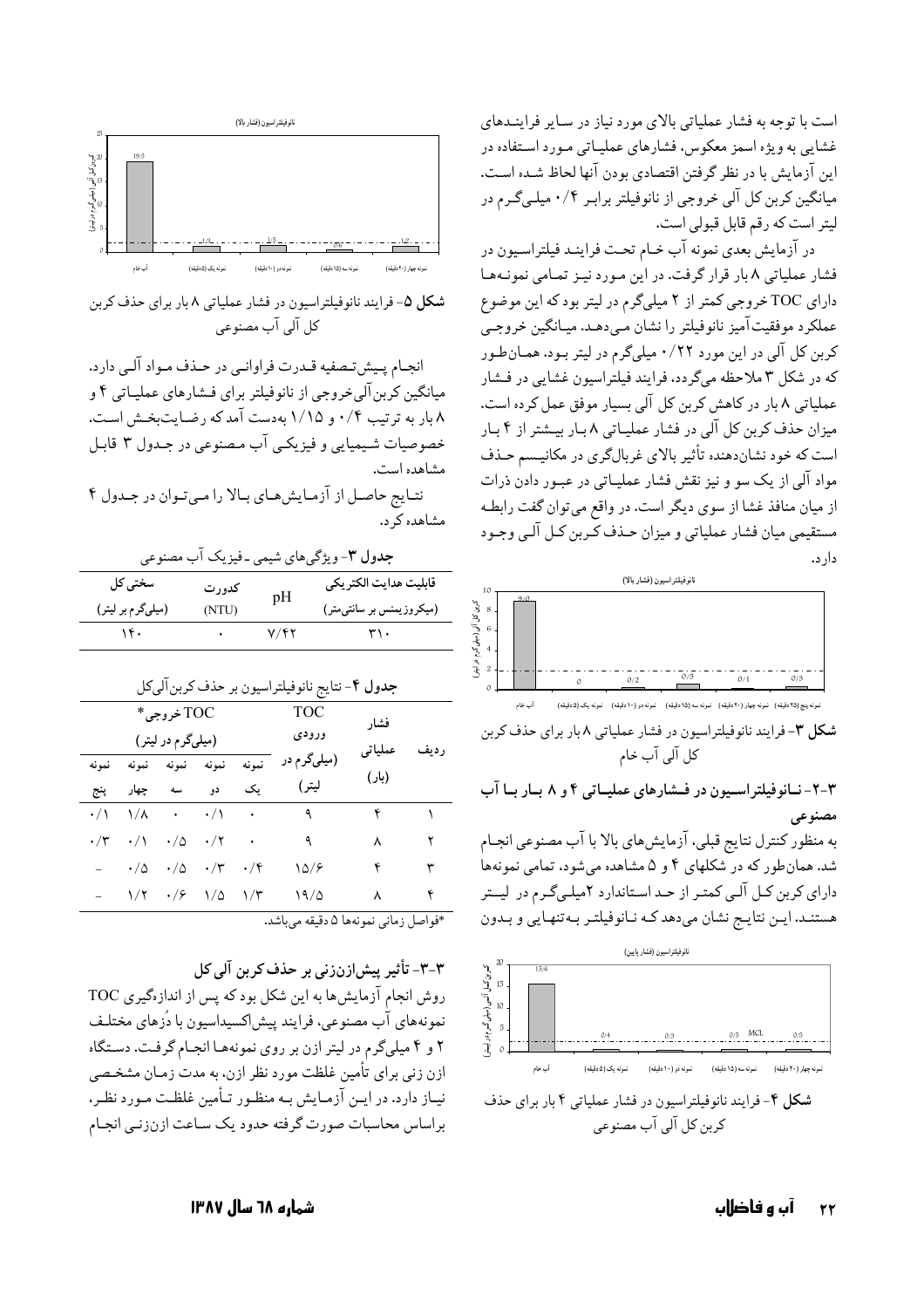است با توجه به فشار عملیاتی بالای مورد نیاز در سایر فرایندهای غشایی به ویژه اسمز معکوس، فشارهای عملیاتی مورد استفاده در این آزمایش با در نظر گرفتن اقتصادی بودن آنها لحاظ شده است. میانگین کربن کل آلی خروجی از نانوفیلتر برابر ۰/۴ میلی‌گرم در لیتر است که رقم قابل قبولی است.

در آزمایش بعدی نمونه آب خام تحت فرایند فیلتراسیون در فشار عملیاتی ۸ بار قرار گرفت. در این مورد نیز تمامی نمونه‌ها دارای TOC خروجی کمتر از ۲ میلی‌گرم در لیتر بود که این موضوع عملکرد موفقیت‌آمیز نانوفیلتر را نشان می‌دهد. میانگین خروجی کربن کل آلی در این مورد ۰/۲۲ میلی‌گرم در لیتر بود. همان‌طور که در شکل ۳ ملاحظه می‌گردد، فرایند فیلتراسیون غشایی در فشار عملیاتی ۸ بار در کاهش کربن کل آلی بسیار موفق عمل کرده است. میزان حذف کربن کل آلی در فشار عملیاتی ۸ بار بیشتر از ۴ بار است که خود نشان‌دهنده تأثیر بالای غربال‌گری در مکانیسم حذف مواد آلی از یک سو و نیز نقش فشار عملیاتی در عبور دادن ذرات از میان منافذ غشا از سوی دیگر است. در واقع می‌توان گفت رابطه مستقیمی میان فشار عملیاتی و میزان حذف کربن کل آلی وجود دارد.

شکل ۳- فرایند نانوفیلتراسیون در فشار عملیاتی ۸ بار برای حذف کربن کل آلی آب خام

### ۳-۲- نانوفیلتراسیون در فشارهای عملیاتی ۴ و ۸ بار با آب مصنوعی

به منظور کنترل نتایج قبلی، آزمایش‌های بالا با آب مصنوعی انجام شد. همان‌طور که در شکلهای ۴ و ۵ مشاهده می‌شود، تمامی نمونه‌ها دارای کربن کل آلی کمتر از حد استاندارد ۲میلی‌گرم در لیتر هستند. این نتایج نشان می‌دهد که نانوفیلتر به‌تنهایی و بدون

شکل ۴- فرایند نانوفیلتراسیون در فشار عملیاتی ۴ بار برای حذف کربن کل آلی آب مصنوعی

شکل ۵- فرایند نانوفیلتراسیون در فشار عملیاتی ۸ بار برای حذف کربن کل آلی آب مصنوعی

انجام پیش‌تصفیه قدرت فراوانی در حذف مواد آلی دارد. میانگین کربن‌آلی‌خروجی از نانوفیلتر برای فشارهای عملیاتی ۴ و ۸ بار به ترتیب ۰/۴ و ۱/۱۵ به‌دست آمد که رضایت‌بخش است. خصوصیات شیمیایی و فیزیکی آب مصنوعی در جدول ۳ قابل مشاهده است.

نتایج حاصل از آزمایش‌های بالا را می‌توان در جدول ۴ مشاهده کرد.

**جدول ۳**- ویژگی‌های شیمی ـ فیزیک آب مصنوعی

| قابلیت هدایت الکتریکی (میکروزیمنس بر سانتی‌متر) | pH | کدورت (NTU) | سختی کل (میلی‌گرم بر لیتر) |
|---|---|---|---|
| ۳۱۰ | ۷/۴۲ | ۰ | ۱۴۰ |

**جدول ۴**- نتایج نانوفیلتراسیون بر حذف کربن‌آلی‌کل

| ردیف | فشار عملیاتی (بار) | TOC ورودی (میلی‌گرم در لیتر) | TOC خروجی* (میلی‌گرم در لیتر) | | | | |
|---|---|---|---|---|---|---|---|
| | | | نمونه یک | نمونه دو | نمونه سه | نمونه چهار | نمونه پنج |
| ۱ | ۴ | ۹ | ۰ | ۰/۱ | ۰ | ۱/۸ | ۰/۱ |
| ۲ | ۸ | ۹ | ۰ | ۰/۲ | ۰/۵ | ۰/۱ | ۰/۳ |
| ۳ | ۴ | ۱۵/۶ | ۰/۴ | ۰/۳ | ۰/۵ | ۰/۵ | - |
| ۴ | ۸ | ۱۹/۵ | ۱/۳ | ۱/۵ | ۰/۶ | ۱/۲ | - |

*فواصل زمانی نمونه‌ها ۵ دقیقه می‌باشد.

### ۳-۳- تأثیر پیش‌ازن‌زنی بر حذف کربن آلی کل

روش انجام آزمایش‌ها به این شکل بود که پس از اندازه‌گیری TOC نمونه‌های آب مصنوعی، فرایند پیش‌اکسیداسیون با دُزهای مختلف ۲ و ۴ میلی‌گرم در لیتر ازن بر روی نمونه‌ها انجام گرفت. دستگاه ازن زنی برای تأمین غلظت مورد نظر ازن، به مدت زمان مشخصی نیاز دارد. در این آزمایش به منظور تأمین غلظت مورد نظر، براساس محاسبات صورت گرفته حدود یک ساعت ازن‌زنی انجام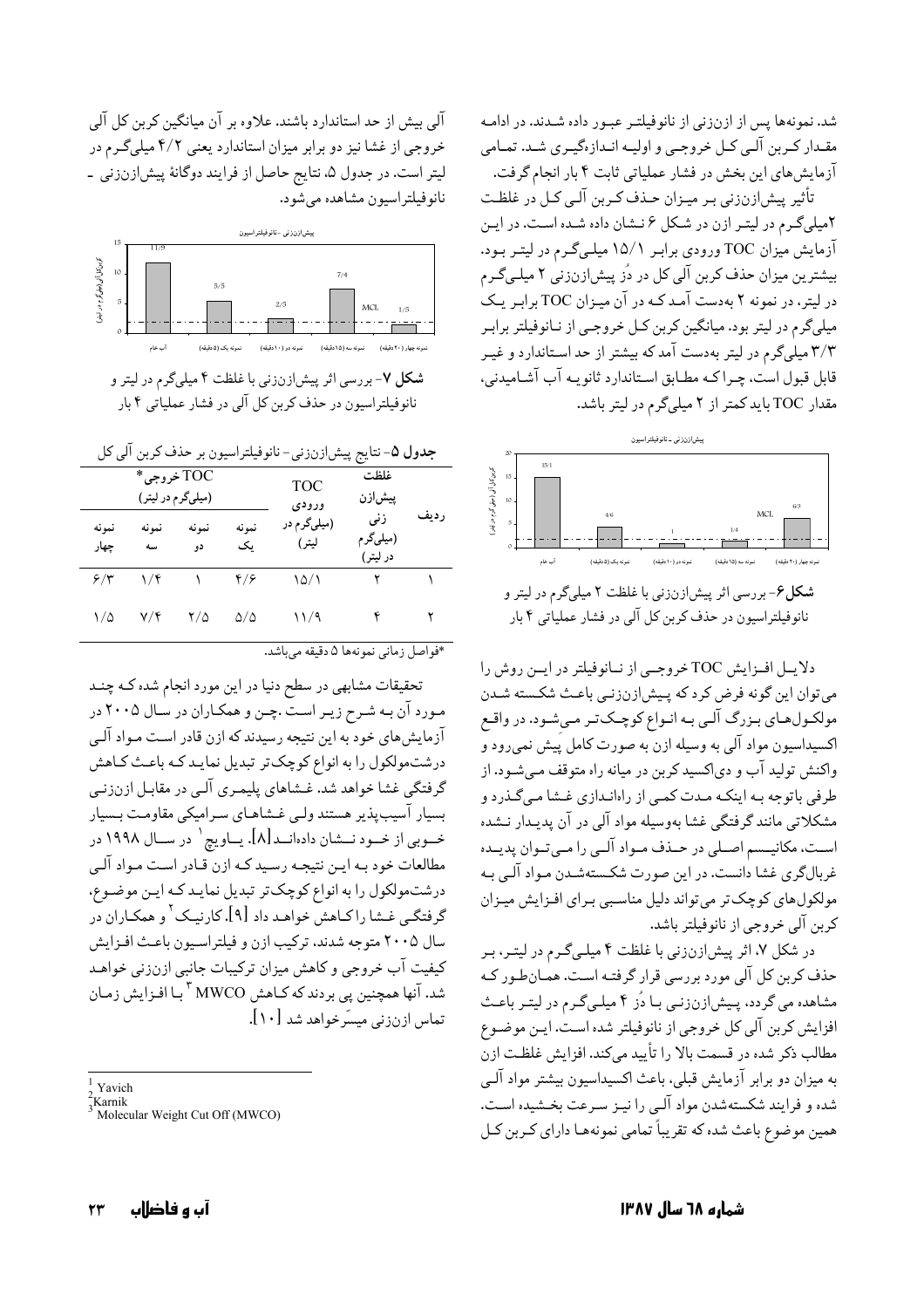شد. نمونه‌ها پس از ازن‌زنی از نانوفیلتر عبور داده شدند. در ادامه مقدار کربن آلی کل خروجی و اولیه اندازه‌گیری شد. تمامی آزمایش‌های این بخش در فشار عملیاتی ثابت ۴ بار انجام گرفت.

تأثیر پیش‌ازن‌زنی بر میزان حذف کربن آلی کل در غلظت ۲میلی‌گرم در لیتر ازن در شکل ۶ نشان داده شده است. در این آزمایش میزان TOC ورودی برابر ۱۵/۱ میلی‌گرم در لیتر بود. بیشترین میزان حذف کربن آلی کل در دُز پیش‌ازن‌زنی ۲ میلی‌گرم در لیتر، در نمونه ۲ به‌دست آمد که در آن میزان TOC برابر یک میلی‌گرم در لیتر بود. میانگین کربن کل خروجی از نانوفیلتر برابر ۳/۳ میلی‌گرم در لیتر به‌دست آمد که بیشتر از حد استاندارد و غیر قابل قبول است، چرا که مطابق استاندارد ثانویه آب آشامیدنی، مقدار TOC باید کمتر از ۲ میلی‌گرم در لیتر باشد.

**شکل ۶**- بررسی اثر پیش‌ازن‌زنی با غلظت ۲ میلی‌گرم در لیتر و نانوفیلتراسیون در حذف کربن کل آلی در فشار عملیاتی ۴ بار

دلایل افزایش TOC خروجی از نانوفیلتر در این روش را می‌توان این گونه فرض کرد که پیش‌ازن‌زنی باعث شکسته شدن مولکول‌های بزرگ آلی به انواع کوچک‌تر می‌شود. در واقع اکسیداسیون مواد آلی به وسیله ازن به صورت کامل پیش نمی‌رود و واکنش تولید آب و دی‌اکسید کربن در میانه راه متوقف می‌شود. از طرفی باتوجه به اینکه مدت کمی از راه‌اندازی غشا می‌گذرد و مشکلاتی مانند گرفتگی غشا به‌وسیله مواد آلی در آن پدیدار نشده است، مکانیسم اصلی در حذف مواد آلی را می‌توان پدیده غربال‌گری غشا دانست. در این صورت شکسته‌شدن مواد آلی به مولکول‌های کوچک‌تر می‌تواند دلیل مناسبی برای افزایش میزان کربن آلی خروجی از نانوفیلتر باشد.

در شکل ۷، اثر پیش‌ازن‌زنی با غلظت ۴ میلی‌گرم در لیتر، بر حذف کربن کل آلی مورد بررسی قرار گرفته است. همان‌طور که مشاهده می گردد، پیش‌ازن‌زنی با دُز ۴ میلی‌گرم در لیتر باعث افزایش کربن آلی کل خروجی از نانوفیلتر شده است. این موضوع مطالب ذکر شده در قسمت بالا را تأیید می‌کند. افزایش غلظت ازن به میزان دو برابر آزمایش قبلی، باعث اکسیداسیون بیشتر مواد آلی شده و فرایند شکسته‌شدن مواد آلی را نیز سرعت بخشیده است. همین موضوع باعث شده که تقریباً تمامی نمونه‌ها دارای کربن کل آلی بیش از حد استاندارد باشند. علاوه بر آن میانگین کربن کل آلی خروجی از غشا نیز دو برابر میزان استاندارد یعنی ۴/۲ میلی‌گرم در لیتر است. در جدول ۵، نتایج حاصل از فرایند دوگانۀ پیش‌ازن‌زنی ـ نانوفیلتراسیون مشاهده می‌شود.

**شکل ۷**- بررسی اثر پیش‌ازن‌زنی با غلظت ۴ میلی‌گرم در لیتر و نانوفیلتراسیون در حذف کربن کل آلی در فشار عملیاتی ۴ بار

**جدول ۵**- نتایج پیش‌ازن‌زنی- نانوفیلتراسیون بر حذف کربن آلی کل

| ردیف | غلظت پیش‌ازن زنی (میلی‌گرم در لیتر) | TOC ورودی (میلی‌گرم در لیتر) | TOC خروجی* (میلی‌گرم در لیتر) | | | |
|---|---|---|---|---|---|---|
| | | | نمونه یک | نمونه دو | نمونه سه | نمونه چهار |
| ۱ | ۲ | ۱۵/۱ | ۴/۶ | ۱ | ۱/۴ | ۶/۳ |
| ۲ | ۴ | ۱۱/۹ | ۵/۵ | ۲/۵ | ۷/۴ | ۱/۵ |

*فواصل زمانی نمونه‌ها ۵ دقیقه می‌باشد.

تحقیقات مشابهی در سطح دنیا در این مورد انجام شده که چند مورد آن به شرح زیر است. چن و همکاران در سال ۲۰۰۵ در آزمایش‌های خود به این نتیجه رسیدند که ازن قادر است مواد آلی درشت‌مولکول را به انواع کوچک‌تر تبدیل نماید که باعث کاهش گرفتگی غشا خواهد شد. غشاهای پلیمری آلی در مقابل ازن‌زنی بسیار آسیب‌پذیر هستند ولی غشاهای سرامیکی مقاومت بسیار خوبی از خود نشان داده‌اند [۸]. یاویچ[1] در سال ۱۹۹۸ در مطالعات خود به این نتیجه رسید که ازن قادر است مواد آلی درشت‌مولکول را به انواع کوچک‌تر تبدیل نماید که این موضوع، گرفتگی غشا را کاهش خواهد داد [۹]. کارنیک[2] و همکاران در سال ۲۰۰۵ متوجه شدند، ترکیب ازن و فیلتراسیون باعث افزایش کیفیت آب خروجی و کاهش میزان ترکیبات جانبی ازن‌زنی خواهد شد. آنها همچنین پی بردند که کاهش MWCO[3] با افزایش زمان تماس ازن‌زنی میسّر خواهد شد [۱۰].

---

[1] Yavich

[2] Karnik

[3] Molecular Weight Cut Off (MWCO)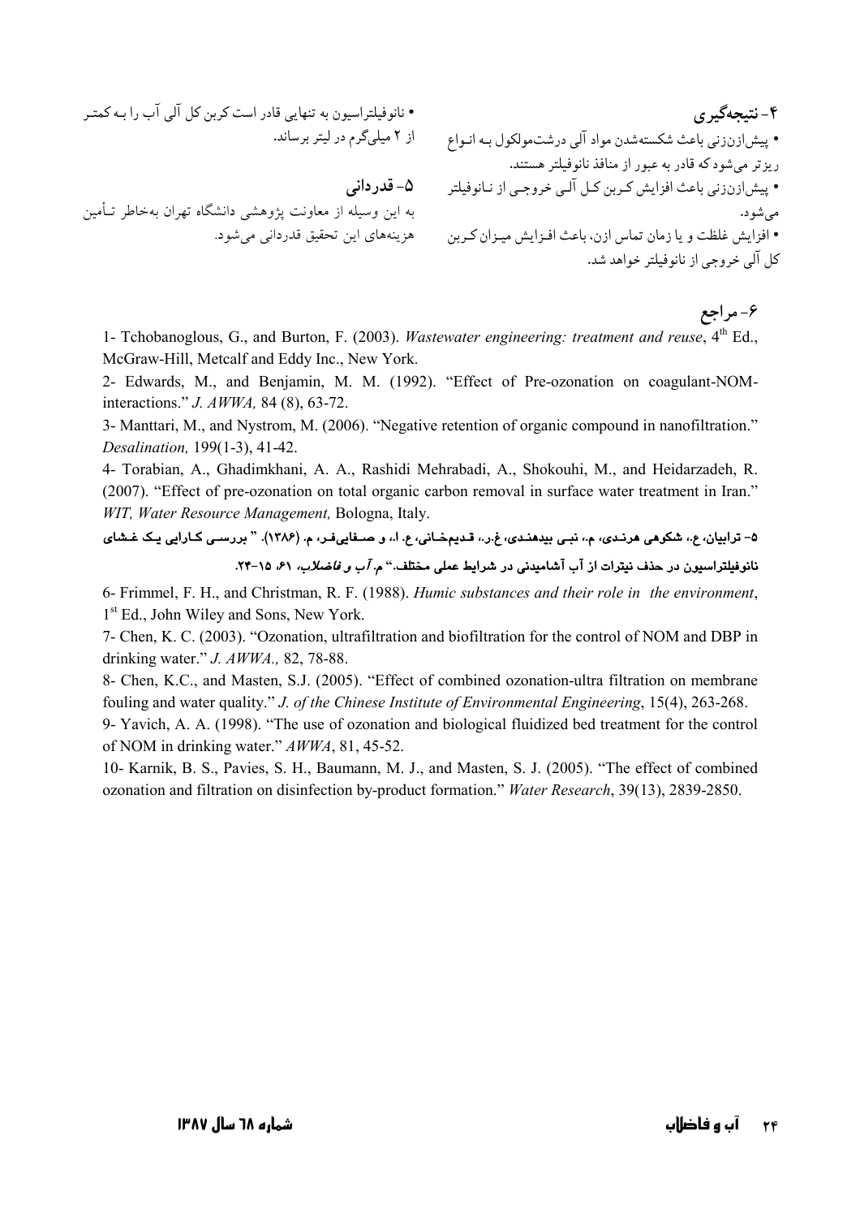## ۴- نتیجه‌گیری

• پیش‌ازن‌زنی باعث شکسته‌شدن مواد آلی درشت‌مولکول بـه انـواع ریزتر می‌شود که قادر به عبور از منافذ نانوفیلتر هستند.

• پیش‌ازن‌زنی باعث افزایش کـربن کـل آلـی خروجـی از نـانوفیلتر می‌شود.

• افزایش غلظت و یا زمان تماس ازن، باعث افـزایش میـزان کـربن کل آلی خروجی از نانوفیلتر خواهد شد.

• نانوفیلتراسیون به تنهایی قادر است کربن کل آلی آب را بـه کمتـر از ۲ میلی‌گرم در لیتر برساند.

## ۵- قدردانی

به این وسیله از معاونت پژوهشی دانشگاه تهران به‌خاطر تـأمین هزینه‌های این تحقیق قدردانی می‌شود.

## ۶- مراجع

1- Tchobanoglous, G., and Burton, F. (2003). *Wastewater engineering: treatment and reuse*, 4th Ed., McGraw-Hill, Metcalf and Eddy Inc., New York.

2- Edwards, M., and Benjamin, M. M. (1992). "Effect of Pre-ozonation on coagulant-NOM-interactions." *J. AWWA,* 84 (8), 63-72.

3- Manttari, M., and Nystrom, M. (2006). "Negative retention of organic compound in nanofiltration." *Desalination,* 199(1-3), 41-42.

4- Torabian, A., Ghadimkhani, A. A., Rashidi Mehrabadi, A., Shokouhi, M., and Heidarzadeh, R. (2007). "Effect of pre-ozonation on total organic carbon removal in surface water treatment in Iran." *WIT, Water Resource Management,* Bologna, Italy.

**۵- ترابیان، ع.، شکوهی هرنـدی، م.، نبـی بیدهنـدی، غ.ر.، قـدیم‌خـانی، ع. ا.، و صـفایی‌فـر، م. (۱۳۸۶). " بررسـی کـارایی یـک غـشای نانوفیلتراسیون در حذف نیترات از آب آشامیدنی در شرایط عملی مختلف." م. *آب و فاضلاب*، ۶۱، ۱۵-۲۴.**

6- Frimmel, F. H., and Christman, R. F. (1988). *Humic substances and their role in the environment*, 1st Ed., John Wiley and Sons, New York.

7- Chen, K. C. (2003). "Ozonation, ultrafiltration and biofiltration for the control of NOM and DBP in drinking water." *J. AWWA.,* 82, 78-88.

8- Chen, K.C., and Masten, S.J. (2005). "Effect of combined ozonation-ultra filtration on membrane fouling and water quality." *J. of the Chinese Institute of Environmental Engineering*, 15(4), 263-268.

9- Yavich, A. A. (1998). "The use of ozonation and biological fluidized bed treatment for the control of NOM in drinking water." *AWWA*, 81, 45-52.

10- Karnik, B. S., Pavies, S. H., Baumann, M. J., and Masten, S. J. (2005). "The effect of combined ozonation and filtration on disinfection by-product formation." *Water Research*, 39(13), 2839-2850.